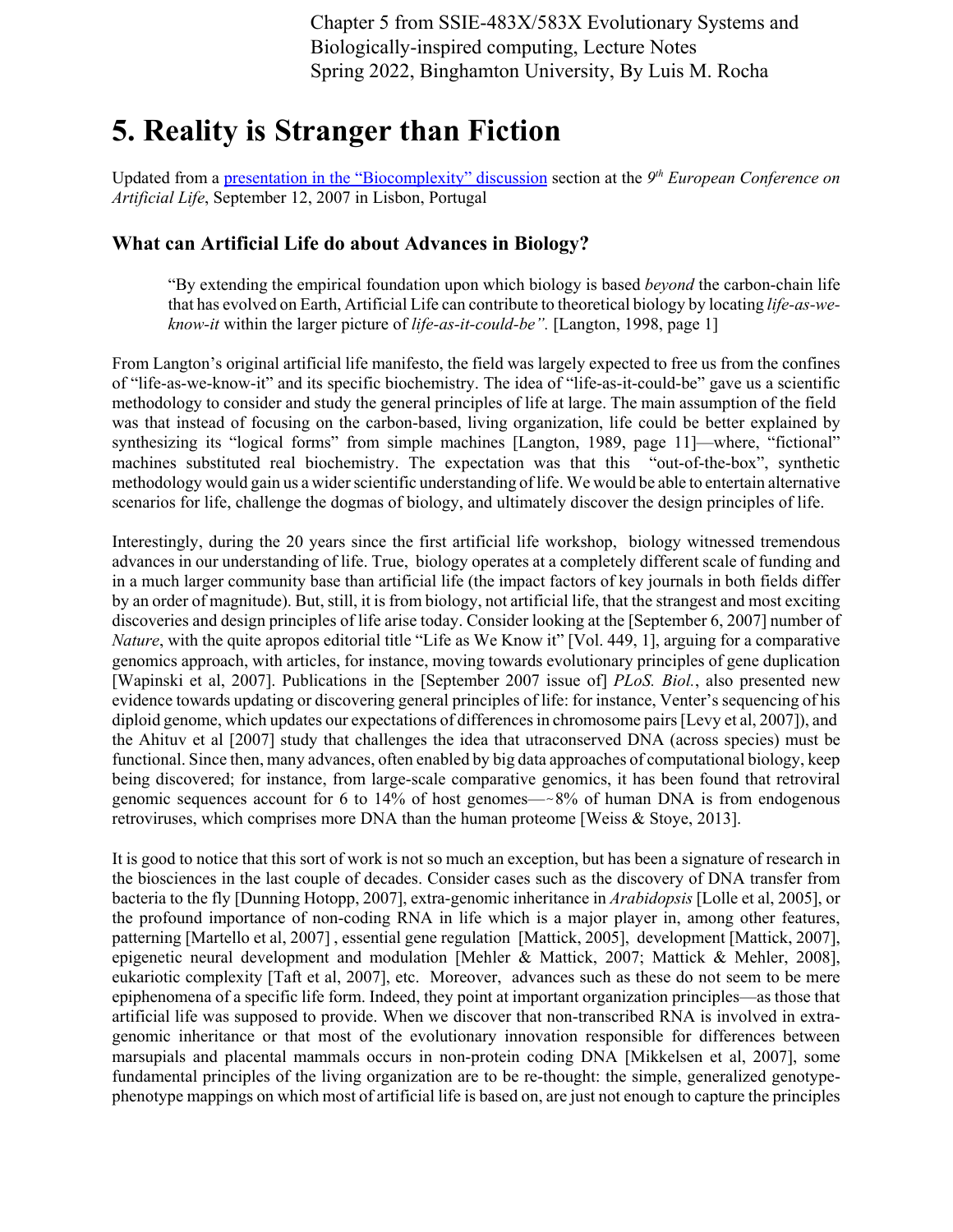Chapter 5 from SSIE-483X/583X Evolutionary Systems and Biologically-inspired computing, Lecture Notes
Spring 2022, Binghamton University, By Luis M. Rocha

# 5. Reality is Stranger than Fiction

Updated from a presentation in the "Biocomplexity" discussion section at the 9[th] *European Conference on Artificial Life*, September 12, 2007 in Lisbon, Portugal

## What can Artificial Life do about Advances in Biology?

> "By extending the empirical foundation upon which biology is based *beyond* the carbon-chain life that has evolved on Earth, Artificial Life can contribute to theoretical biology by locating *life-as-we-know-it* within the larger picture of *life-as-it-could-be".* [Langton, 1998, page 1]

From Langton's original artificial life manifesto, the field was largely expected to free us from the confines of "life-as-we-know-it" and its specific biochemistry. The idea of "life-as-it-could-be" gave us a scientific methodology to consider and study the general principles of life at large. The main assumption of the field was that instead of focusing on the carbon-based, living organization, life could be better explained by synthesizing its "logical forms" from simple machines [Langton, 1989, page 11]—where, "fictional" machines substituted real biochemistry. The expectation was that this "out-of-the-box", synthetic methodology would gain us a wider scientific understanding of life. We would be able to entertain alternative scenarios for life, challenge the dogmas of biology, and ultimately discover the design principles of life.

Interestingly, during the 20 years since the first artificial life workshop, biology witnessed tremendous advances in our understanding of life. True, biology operates at a completely different scale of funding and in a much larger community base than artificial life (the impact factors of key journals in both fields differ by an order of magnitude). But, still, it is from biology, not artificial life, that the strangest and most exciting discoveries and design principles of life arise today. Consider looking at the [September 6, 2007] number of *Nature*, with the quite apropos editorial title "Life as We Know it" [Vol. 449, 1], arguing for a comparative genomics approach, with articles, for instance, moving towards evolutionary principles of gene duplication [Wapinski et al, 2007]. Publications in the [September 2007 issue of] *PLoS. Biol.*, also presented new evidence towards updating or discovering general principles of life: for instance, Venter's sequencing of his diploid genome, which updates our expectations of differences in chromosome pairs [Levy et al, 2007]), and the Ahituv et al [2007] study that challenges the idea that utraconserved DNA (across species) must be functional. Since then, many advances, often enabled by big data approaches of computational biology, keep being discovered; for instance, from large-scale comparative genomics, it has been found that retroviral genomic sequences account for 6 to 14% of host genomes—~8% of human DNA is from endogenous retroviruses, which comprises more DNA than the human proteome [Weiss & Stoye, 2013].

It is good to notice that this sort of work is not so much an exception, but has been a signature of research in the biosciences in the last couple of decades. Consider cases such as the discovery of DNA transfer from bacteria to the fly [Dunning Hotopp, 2007], extra-genomic inheritance in *Arabidopsis* [Lolle et al, 2005], or the profound importance of non-coding RNA in life which is a major player in, among other features, patterning [Martello et al, 2007] , essential gene regulation [Mattick, 2005], development [Mattick, 2007], epigenetic neural development and modulation [Mehler & Mattick, 2007; Mattick & Mehler, 2008], eukariotic complexity [Taft et al, 2007], etc. Moreover, advances such as these do not seem to be mere epiphenomena of a specific life form. Indeed, they point at important organization principles—as those that artificial life was supposed to provide. When we discover that non-transcribed RNA is involved in extra-genomic inheritance or that most of the evolutionary innovation responsible for differences between marsupials and placental mammals occurs in non-protein coding DNA [Mikkelsen et al, 2007], some fundamental principles of the living organization are to be re-thought: the simple, generalized genotype-phenotype mappings on which most of artificial life is based on, are just not enough to capture the principles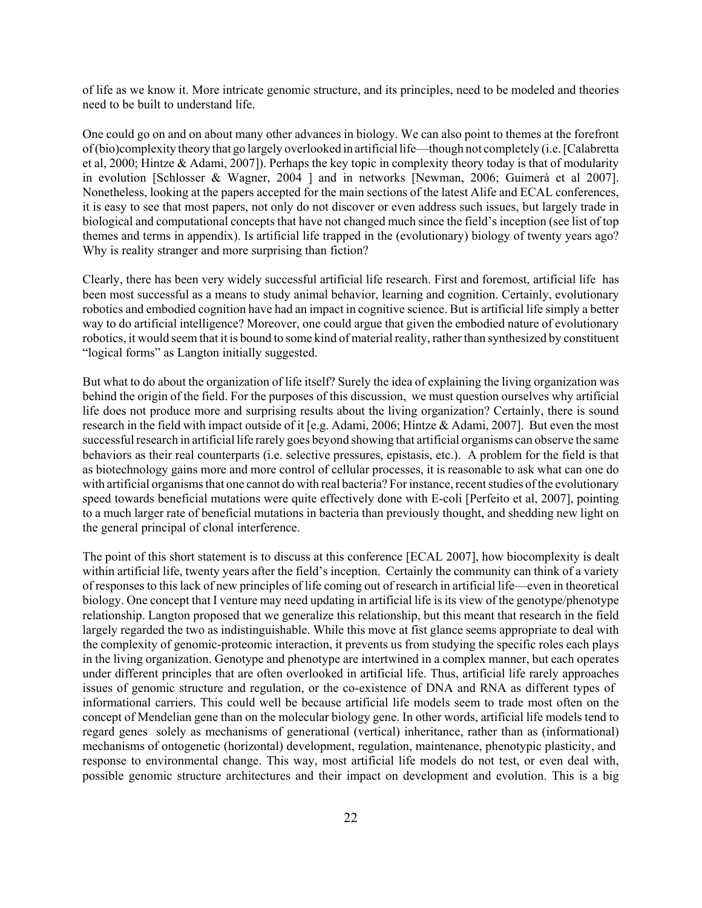of life as we know it. More intricate genomic structure, and its principles, need to be modeled and theories need to be built to understand life.

One could go on and on about many other advances in biology. We can also point to themes at the forefront of (bio)complexity theory that go largely overlooked in artificial life—though not completely (i.e. [Calabretta et al, 2000; Hintze & Adami, 2007]). Perhaps the key topic in complexity theory today is that of modularity in evolution [Schlosser & Wagner, 2004 ] and in networks [Newman, 2006; Guimerà et al 2007]. Nonetheless, looking at the papers accepted for the main sections of the latest Alife and ECAL conferences, it is easy to see that most papers, not only do not discover or even address such issues, but largely trade in biological and computational concepts that have not changed much since the field's inception (see list of top themes and terms in appendix). Is artificial life trapped in the (evolutionary) biology of twenty years ago? Why is reality stranger and more surprising than fiction?

Clearly, there has been very widely successful artificial life research. First and foremost, artificial life has been most successful as a means to study animal behavior, learning and cognition. Certainly, evolutionary robotics and embodied cognition have had an impact in cognitive science. But is artificial life simply a better way to do artificial intelligence? Moreover, one could argue that given the embodied nature of evolutionary robotics, it would seem that it is bound to some kind of material reality, rather than synthesized by constituent "logical forms" as Langton initially suggested.

But what to do about the organization of life itself? Surely the idea of explaining the living organization was behind the origin of the field. For the purposes of this discussion, we must question ourselves why artificial life does not produce more and surprising results about the living organization? Certainly, there is sound research in the field with impact outside of it [e.g. Adami, 2006; Hintze & Adami, 2007]. But even the most successful research in artificial life rarely goes beyond showing that artificial organisms can observe the same behaviors as their real counterparts (i.e. selective pressures, epistasis, etc.). A problem for the field is that as biotechnology gains more and more control of cellular processes, it is reasonable to ask what can one do with artificial organisms that one cannot do with real bacteria? For instance, recent studies of the evolutionary speed towards beneficial mutations were quite effectively done with E-coli [Perfeito et al, 2007], pointing to a much larger rate of beneficial mutations in bacteria than previously thought, and shedding new light on the general principal of clonal interference.

The point of this short statement is to discuss at this conference [ECAL 2007], how biocomplexity is dealt within artificial life, twenty years after the field's inception. Certainly the community can think of a variety of responses to this lack of new principles of life coming out of research in artificial life—even in theoretical biology. One concept that I venture may need updating in artificial life is its view of the genotype/phenotype relationship. Langton proposed that we generalize this relationship, but this meant that research in the field largely regarded the two as indistinguishable. While this move at fist glance seems appropriate to deal with the complexity of genomic-proteomic interaction, it prevents us from studying the specific roles each plays in the living organization. Genotype and phenotype are intertwined in a complex manner, but each operates under different principles that are often overlooked in artificial life. Thus, artificial life rarely approaches issues of genomic structure and regulation, or the co-existence of DNA and RNA as different types of informational carriers. This could well be because artificial life models seem to trade most often on the concept of Mendelian gene than on the molecular biology gene. In other words, artificial life models tend to regard genes solely as mechanisms of generational (vertical) inheritance, rather than as (informational) mechanisms of ontogenetic (horizontal) development, regulation, maintenance, phenotypic plasticity, and response to environmental change. This way, most artificial life models do not test, or even deal with, possible genomic structure architectures and their impact on development and evolution. This is a big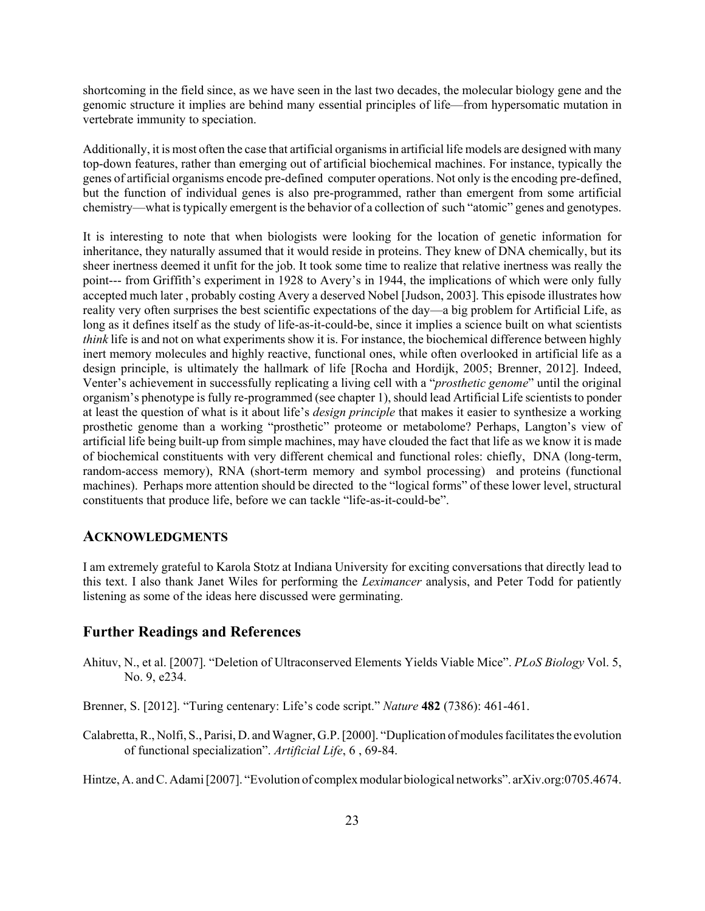shortcoming in the field since, as we have seen in the last two decades, the molecular biology gene and the genomic structure it implies are behind many essential principles of life—from hypersomatic mutation in vertebrate immunity to speciation.

Additionally, it is most often the case that artificial organisms in artificial life models are designed with many top-down features, rather than emerging out of artificial biochemical machines. For instance, typically the genes of artificial organisms encode pre-defined computer operations. Not only is the encoding pre-defined, but the function of individual genes is also pre-programmed, rather than emergent from some artificial chemistry—what is typically emergent is the behavior of a collection of such "atomic" genes and genotypes.

It is interesting to note that when biologists were looking for the location of genetic information for inheritance, they naturally assumed that it would reside in proteins. They knew of DNA chemically, but its sheer inertness deemed it unfit for the job. It took some time to realize that relative inertness was really the point--- from Griffith's experiment in 1928 to Avery's in 1944, the implications of which were only fully accepted much later , probably costing Avery a deserved Nobel [Judson, 2003]. This episode illustrates how reality very often surprises the best scientific expectations of the day—a big problem for Artificial Life, as long as it defines itself as the study of life-as-it-could-be, since it implies a science built on what scientists *think* life is and not on what experiments show it is. For instance, the biochemical difference between highly inert memory molecules and highly reactive, functional ones, while often overlooked in artificial life as a design principle, is ultimately the hallmark of life [Rocha and Hordijk, 2005; Brenner, 2012]. Indeed, Venter's achievement in successfully replicating a living cell with a "*prosthetic genome*" until the original organism's phenotype is fully re-programmed (see chapter 1), should lead Artificial Life scientists to ponder at least the question of what is it about life's *design principle* that makes it easier to synthesize a working prosthetic genome than a working "prosthetic" proteome or metabolome? Perhaps, Langton's view of artificial life being built-up from simple machines, may have clouded the fact that life as we know it is made of biochemical constituents with very different chemical and functional roles: chiefly, DNA (long-term, random-access memory), RNA (short-term memory and symbol processing) and proteins (functional machines). Perhaps more attention should be directed to the "logical forms" of these lower level, structural constituents that produce life, before we can tackle "life-as-it-could-be".

## Acknowledgments

I am extremely grateful to Karola Stotz at Indiana University for exciting conversations that directly lead to this text. I also thank Janet Wiles for performing the *Leximancer* analysis, and Peter Todd for patiently listening as some of the ideas here discussed were germinating.

## Further Readings and References

Ahituv, N., et al. [2007]. "Deletion of Ultraconserved Elements Yields Viable Mice". *PLoS Biology* Vol. 5, No. 9, e234.

Brenner, S. [2012]. "Turing centenary: Life's code script." *Nature* **482** (7386): 461-461.

Calabretta, R., Nolfi, S., Parisi, D. and Wagner, G.P. [2000]. "Duplication of modules facilitates the evolution of functional specialization". *Artificial Life*, 6 , 69-84.

Hintze, A. and C. Adami [2007]. "Evolution of complex modular biological networks". arXiv.org:0705.4674.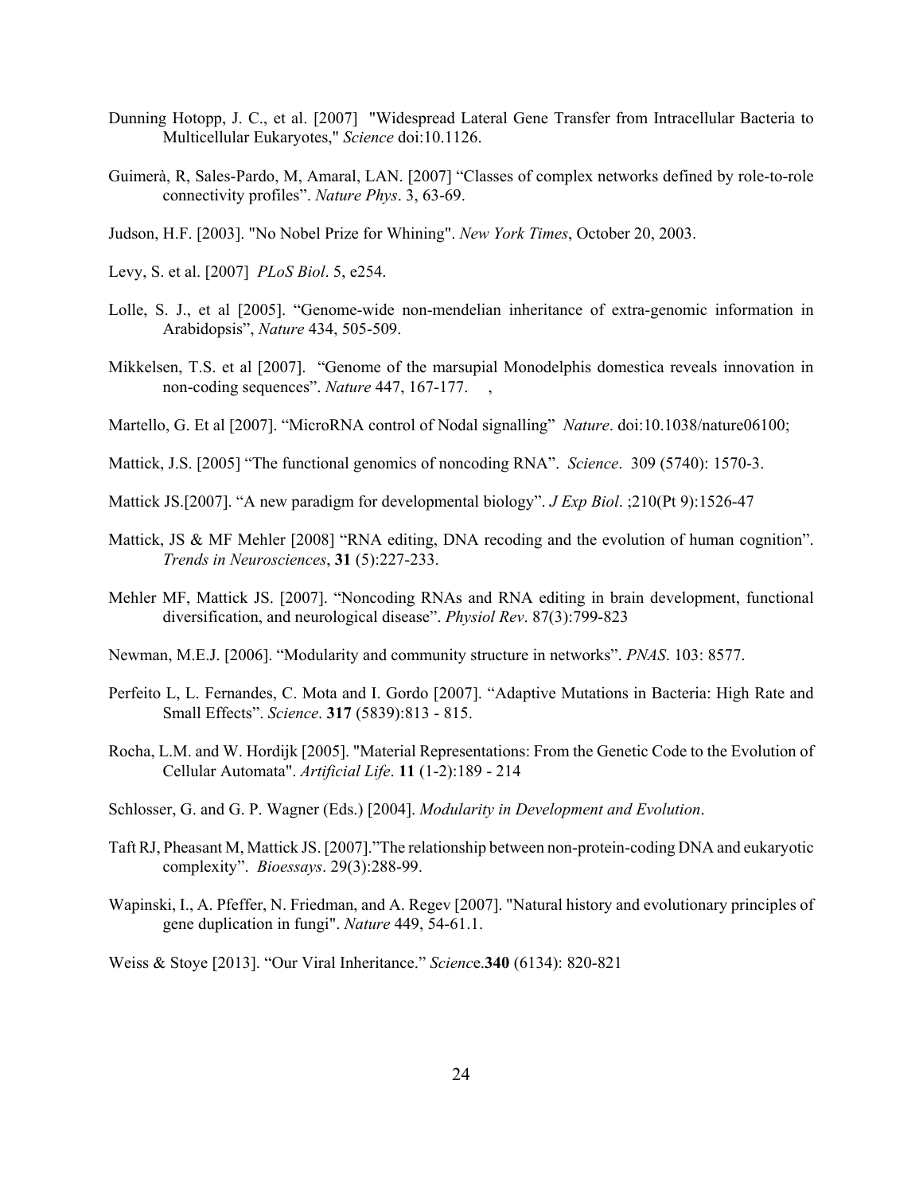Dunning Hotopp, J. C., et al. [2007] "Widespread Lateral Gene Transfer from Intracellular Bacteria to Multicellular Eukaryotes," *Science* doi:10.1126.

Guimerà, R, Sales-Pardo, M, Amaral, LAN. [2007] "Classes of complex networks defined by role-to-role connectivity profiles". *Nature Phys*. 3, 63-69.

Judson, H.F. [2003]. "No Nobel Prize for Whining". *New York Times*, October 20, 2003.

Levy, S. et al. [2007] *PLoS Biol*. 5, e254.

Lolle, S. J., et al [2005]. "Genome-wide non-mendelian inheritance of extra-genomic information in Arabidopsis", *Nature* 434, 505-509.

Mikkelsen, T.S. et al [2007]. "Genome of the marsupial Monodelphis domestica reveals innovation in non-coding sequences". *Nature* 447, 167-177. ,

Martello, G. Et al [2007]. "MicroRNA control of Nodal signalling" *Nature*. doi:10.1038/nature06100;

Mattick, J.S. [2005] "The functional genomics of noncoding RNA". *Science*. 309 (5740): 1570-3.

Mattick JS.[2007]. "A new paradigm for developmental biology". *J Exp Biol*. ;210(Pt 9):1526-47

Mattick, JS & MF Mehler [2008] "RNA editing, DNA recoding and the evolution of human cognition". *Trends in Neurosciences*, **31** (5):227-233.

Mehler MF, Mattick JS. [2007]. "Noncoding RNAs and RNA editing in brain development, functional diversification, and neurological disease". *Physiol Rev*. 87(3):799-823

Newman, M.E.J. [2006]. "Modularity and community structure in networks". *PNAS*. 103: 8577.

Perfeito L, L. Fernandes, C. Mota and I. Gordo [2007]. "Adaptive Mutations in Bacteria: High Rate and Small Effects". *Science*. **317** (5839):813 - 815.

Rocha, L.M. and W. Hordijk [2005]. "Material Representations: From the Genetic Code to the Evolution of Cellular Automata". *Artificial Life*. **11** (1-2):189 - 214

Schlosser, G. and G. P. Wagner (Eds.) [2004]. *Modularity in Development and Evolution*.

Taft RJ, Pheasant M, Mattick JS. [2007]."The relationship between non-protein-coding DNA and eukaryotic complexity". *Bioessays*. 29(3):288-99.

Wapinski, I., A. Pfeffer, N. Friedman, and A. Regev [2007]. "Natural history and evolutionary principles of gene duplication in fungi". *Nature* 449, 54-61.1.

Weiss & Stoye [2013]. "Our Viral Inheritance." *Science*.**340** (6134): 820-821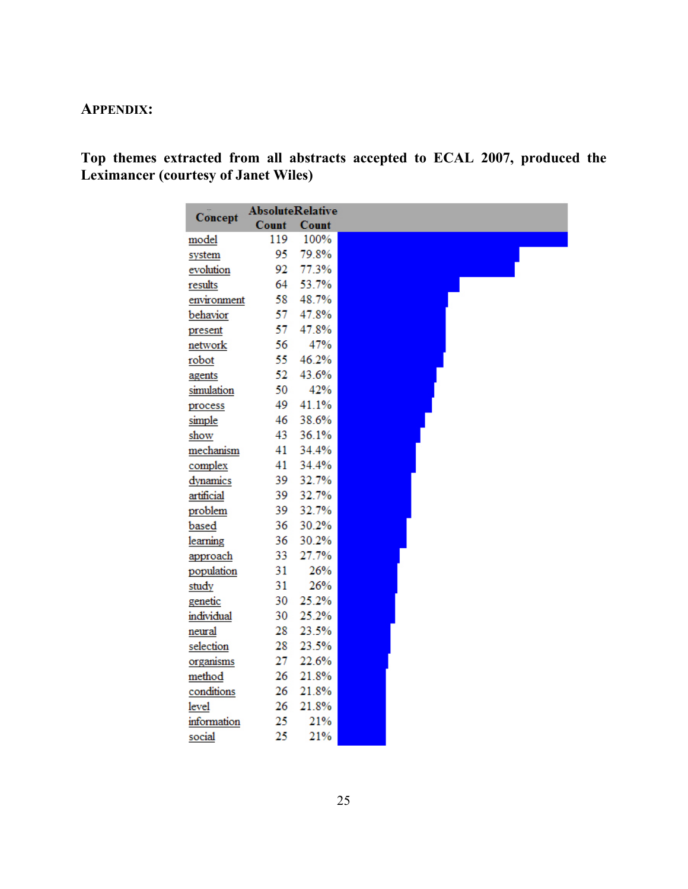**APPENDIX:**

**Top themes extracted from all abstracts accepted to ECAL 2007, produced the Leximancer (courtesy of Janet Wiles)**

| Concept | Absolute Count | Relative Count |
|---|---|---|
| model | 119 | 100% |
| system | 95 | 79.8% |
| evolution | 92 | 77.3% |
| results | 64 | 53.7% |
| environment | 58 | 48.7% |
| behavior | 57 | 47.8% |
| present | 57 | 47.8% |
| network | 56 | 47% |
| robot | 55 | 46.2% |
| agents | 52 | 43.6% |
| simulation | 50 | 42% |
| process | 49 | 41.1% |
| simple | 46 | 38.6% |
| show | 43 | 36.1% |
| mechanism | 41 | 34.4% |
| complex | 41 | 34.4% |
| dynamics | 39 | 32.7% |
| artificial | 39 | 32.7% |
| problem | 39 | 32.7% |
| based | 36 | 30.2% |
| learning | 36 | 30.2% |
| approach | 33 | 27.7% |
| population | 31 | 26% |
| study | 31 | 26% |
| genetic | 30 | 25.2% |
| individual | 30 | 25.2% |
| neural | 28 | 23.5% |
| selection | 28 | 23.5% |
| organisms | 27 | 22.6% |
| method | 26 | 21.8% |
| conditions | 26 | 21.8% |
| level | 26 | 21.8% |
| information | 25 | 21% |
| social | 25 | 21% |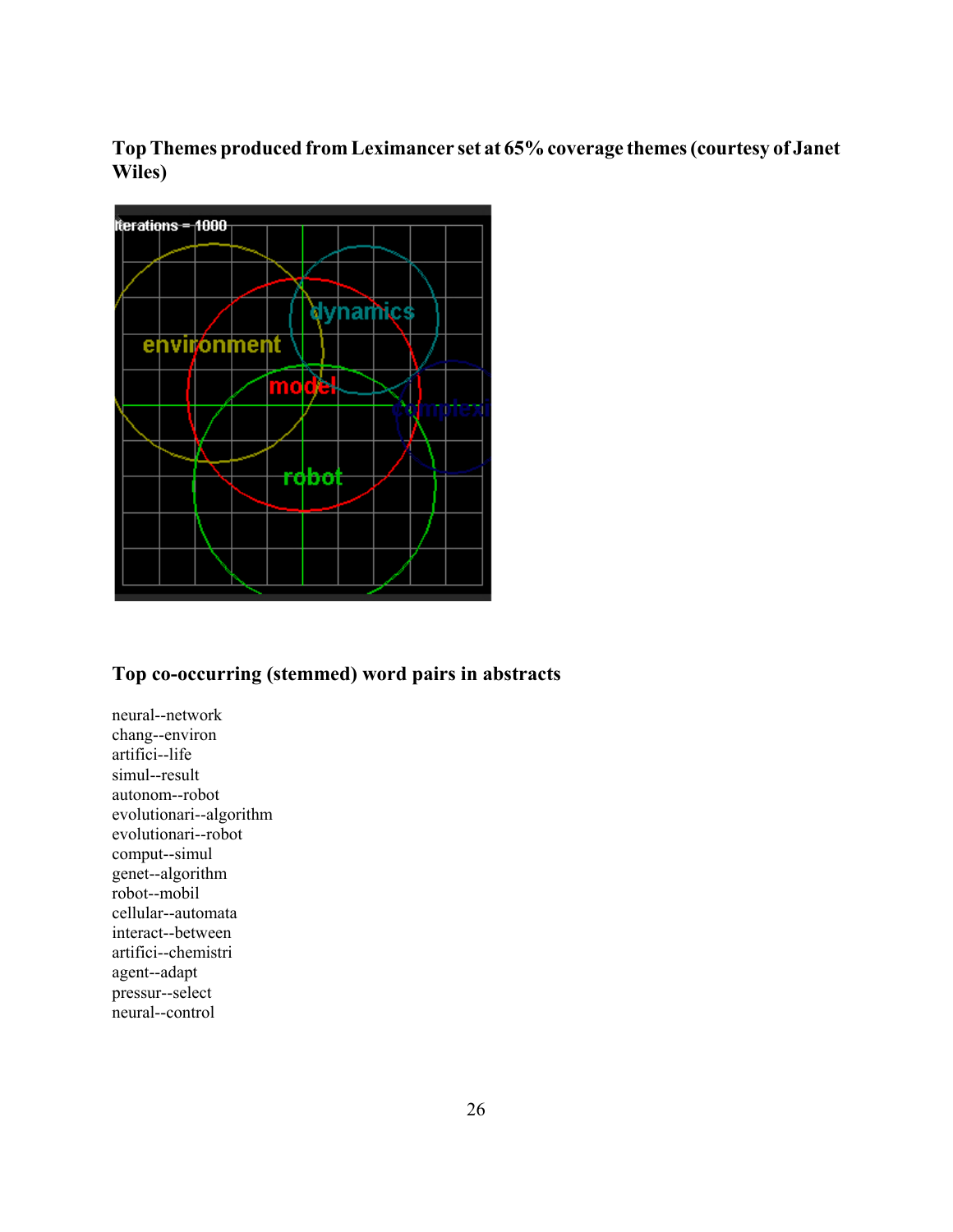**Top Themes produced from Leximancer set at 65% coverage themes (courtesy of Janet Wiles)**

**Top co-occurring (stemmed) word pairs in abstracts**

neural--network
chang--environ
artifici--life
simul--result
autonom--robot
evolutionari--algorithm
evolutionari--robot
comput--simul
genet--algorithm
robot--mobil
cellular--automata
interact--between
artifici--chemistri
agent--adapt
pressur--select
neural--control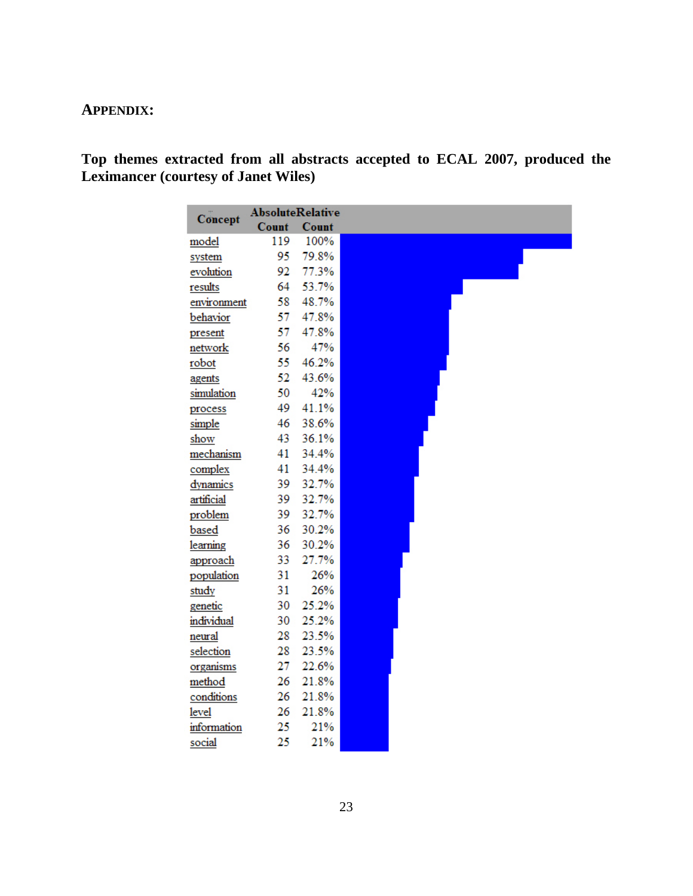## APPENDIX:

**Top themes extracted from all abstracts accepted to ECAL 2007, produced the Leximancer (courtesy of Janet Wiles)**

| Concept | Absolute Count | Relative Count |
|---|---|---|
| model | 119 | 100% |
| system | 95 | 79.8% |
| evolution | 92 | 77.3% |
| results | 64 | 53.7% |
| environment | 58 | 48.7% |
| behavior | 57 | 47.8% |
| present | 57 | 47.8% |
| network | 56 | 47% |
| robot | 55 | 46.2% |
| agents | 52 | 43.6% |
| simulation | 50 | 42% |
| process | 49 | 41.1% |
| simple | 46 | 38.6% |
| show | 43 | 36.1% |
| mechanism | 41 | 34.4% |
| complex | 41 | 34.4% |
| dynamics | 39 | 32.7% |
| artificial | 39 | 32.7% |
| problem | 39 | 32.7% |
| based | 36 | 30.2% |
| learning | 36 | 30.2% |
| approach | 33 | 27.7% |
| population | 31 | 26% |
| study | 31 | 26% |
| genetic | 30 | 25.2% |
| individual | 30 | 25.2% |
| neural | 28 | 23.5% |
| selection | 28 | 23.5% |
| organisms | 27 | 22.6% |
| method | 26 | 21.8% |
| conditions | 26 | 21.8% |
| level | 26 | 21.8% |
| information | 25 | 21% |
| social | 25 | 21% |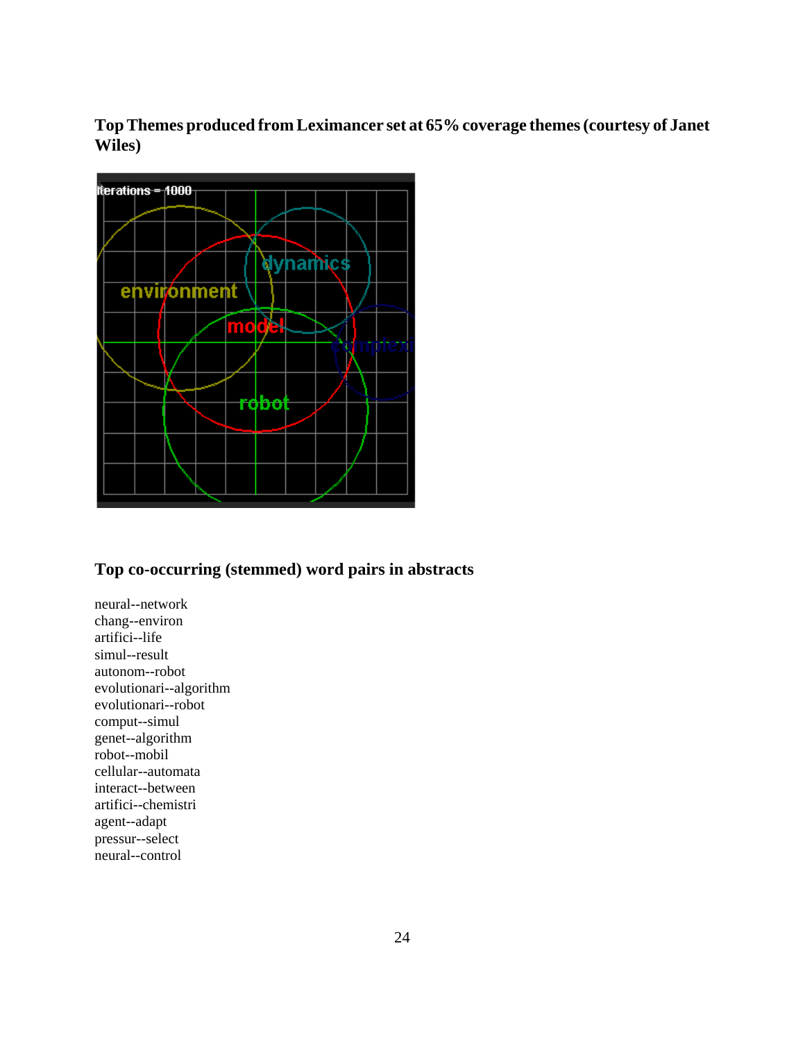**Top Themes produced from Leximancer set at 65% coverage themes (courtesy of Janet Wiles)**

Iterations = 1000

dynamics
environment
model
complexi
robot

**Top co-occurring (stemmed) word pairs in abstracts**

neural--network
chang--environ
artifici--life
simul--result
autonom--robot
evolutionari--algorithm
evolutionari--robot
comput--simul
genet--algorithm
robot--mobil
cellular--automata
interact--between
artifici--chemistri
agent--adapt
pressur--select
neural--control